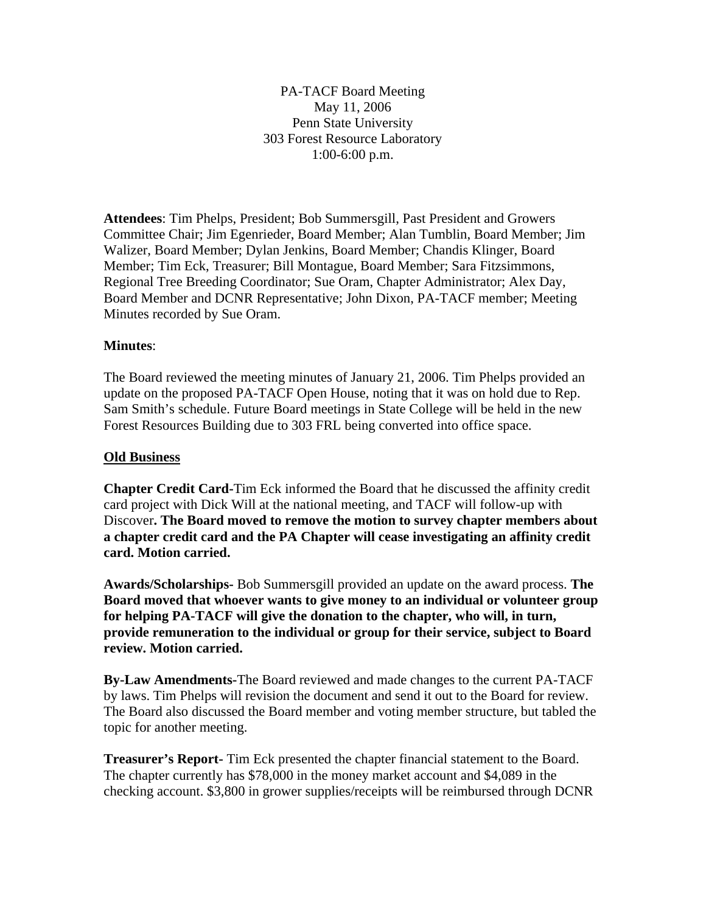PA-TACF Board Meeting
May 11, 2006
Penn State University
303 Forest Resource Laboratory
1:00-6:00 p.m.

**Attendees**: Tim Phelps, President; Bob Summersgill, Past President and Growers Committee Chair; Jim Egenrieder, Board Member; Alan Tumblin, Board Member; Jim Walizer, Board Member; Dylan Jenkins, Board Member; Chandis Klinger, Board Member; Tim Eck, Treasurer; Bill Montague, Board Member; Sara Fitzsimmons, Regional Tree Breeding Coordinator; Sue Oram, Chapter Administrator; Alex Day, Board Member and DCNR Representative; John Dixon, PA-TACF member; Meeting Minutes recorded by Sue Oram.

**Minutes**:

The Board reviewed the meeting minutes of January 21, 2006. Tim Phelps provided an update on the proposed PA-TACF Open House, noting that it was on hold due to Rep. Sam Smith's schedule. Future Board meetings in State College will be held in the new Forest Resources Building due to 303 FRL being converted into office space.

**<u>Old Business</u>**

**Chapter Credit Card-**Tim Eck informed the Board that he discussed the affinity credit card project with Dick Will at the national meeting, and TACF will follow-up with Discover**. The Board moved to remove the motion to survey chapter members about a chapter credit card and the PA Chapter will cease investigating an affinity credit card. Motion carried.**

**Awards/Scholarships-** Bob Summersgill provided an update on the award process. **The Board moved that whoever wants to give money to an individual or volunteer group for helping PA-TACF will give the donation to the chapter, who will, in turn, provide remuneration to the individual or group for their service, subject to Board review. Motion carried.**

**By-Law Amendments-**The Board reviewed and made changes to the current PA-TACF by laws. Tim Phelps will revision the document and send it out to the Board for review. The Board also discussed the Board member and voting member structure, but tabled the topic for another meeting.

**Treasurer's Report-** Tim Eck presented the chapter financial statement to the Board. The chapter currently has $78,000 in the money market account and $4,089 in the checking account. $3,800 in grower supplies/receipts will be reimbursed through DCNR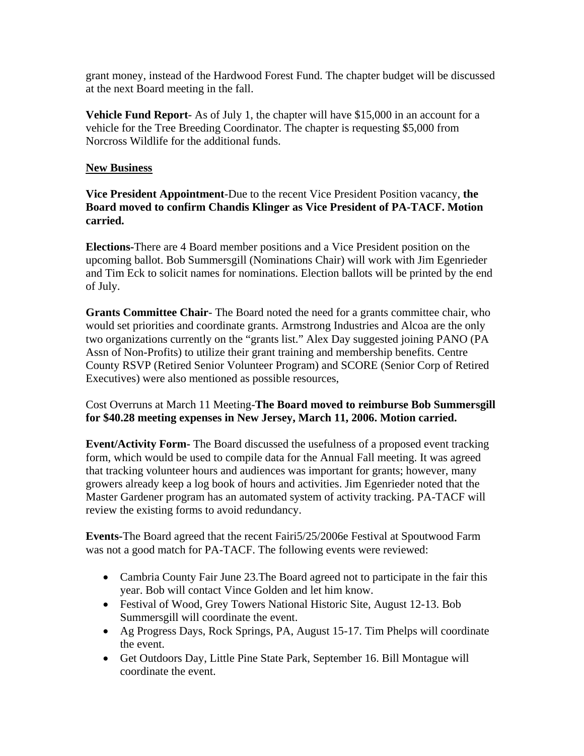grant money, instead of the Hardwood Forest Fund. The chapter budget will be discussed at the next Board meeting in the fall.

**Vehicle Fund Report**- As of July 1, the chapter will have $15,000 in an account for a vehicle for the Tree Breeding Coordinator. The chapter is requesting $5,000 from Norcross Wildlife for the additional funds.

<u>**New Business**</u>

**Vice President Appointment**-Due to the recent Vice President Position vacancy, **the Board moved to confirm Chandis Klinger as Vice President of PA-TACF. Motion carried.**

**Elections-**There are 4 Board member positions and a Vice President position on the upcoming ballot. Bob Summersgill (Nominations Chair) will work with Jim Egenrieder and Tim Eck to solicit names for nominations. Election ballots will be printed by the end of July.

**Grants Committee Chair**- The Board noted the need for a grants committee chair, who would set priorities and coordinate grants. Armstrong Industries and Alcoa are the only two organizations currently on the "grants list." Alex Day suggested joining PANO (PA Assn of Non-Profits) to utilize their grant training and membership benefits. Centre County RSVP (Retired Senior Volunteer Program) and SCORE (Senior Corp of Retired Executives) were also mentioned as possible resources,

Cost Overruns at March 11 Meeting-**The Board moved to reimburse Bob Summersgill for $40.28 meeting expenses in New Jersey, March 11, 2006. Motion carried.**

**Event/Activity Form-** The Board discussed the usefulness of a proposed event tracking form, which would be used to compile data for the Annual Fall meeting. It was agreed that tracking volunteer hours and audiences was important for grants; however, many growers already keep a log book of hours and activities. Jim Egenrieder noted that the Master Gardener program has an automated system of activity tracking. PA-TACF will review the existing forms to avoid redundancy.

**Events-**The Board agreed that the recent Fairi5/25/2006e Festival at Spoutwood Farm was not a good match for PA-TACF. The following events were reviewed:

- Cambria County Fair June 23.The Board agreed not to participate in the fair this year. Bob will contact Vince Golden and let him know.
- Festival of Wood, Grey Towers National Historic Site, August 12-13. Bob Summersgill will coordinate the event.
- Ag Progress Days, Rock Springs, PA, August 15-17. Tim Phelps will coordinate the event.
- Get Outdoors Day, Little Pine State Park, September 16. Bill Montague will coordinate the event.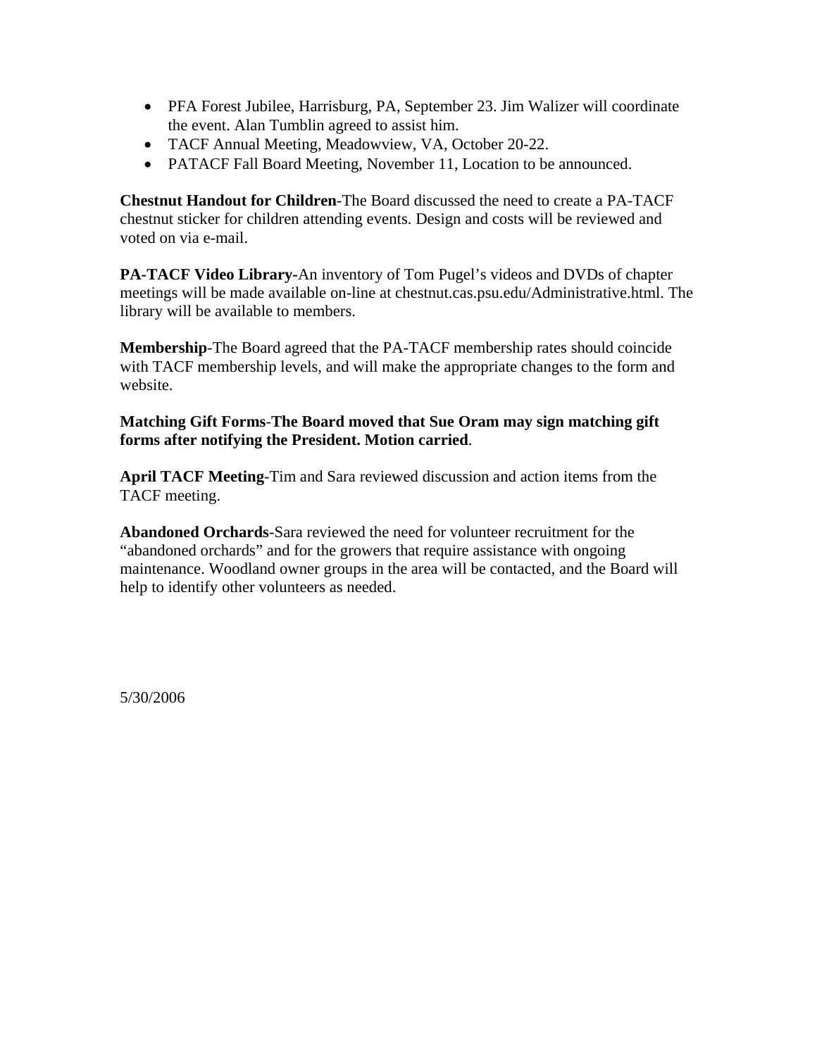- PFA Forest Jubilee, Harrisburg, PA, September 23. Jim Walizer will coordinate the event. Alan Tumblin agreed to assist him.
- TACF Annual Meeting, Meadowview, VA, October 20-22.
- PATACF Fall Board Meeting, November 11, Location to be announced.

**Chestnut Handout for Children**-The Board discussed the need to create a PA-TACF chestnut sticker for children attending events. Design and costs will be reviewed and voted on via e-mail.

**PA-TACF Video Library**-An inventory of Tom Pugel's videos and DVDs of chapter meetings will be made available on-line at chestnut.cas.psu.edu/Administrative.html. The library will be available to members.

**Membership**-The Board agreed that the PA-TACF membership rates should coincide with TACF membership levels, and will make the appropriate changes to the form and website.

**Matching Gift Forms-The Board moved that Sue Oram may sign matching gift forms after notifying the President. Motion carried**.

**April TACF Meeting**-Tim and Sara reviewed discussion and action items from the TACF meeting.

**Abandoned Orchards**-Sara reviewed the need for volunteer recruitment for the "abandoned orchards" and for the growers that require assistance with ongoing maintenance. Woodland owner groups in the area will be contacted, and the Board will help to identify other volunteers as needed.

5/30/2006